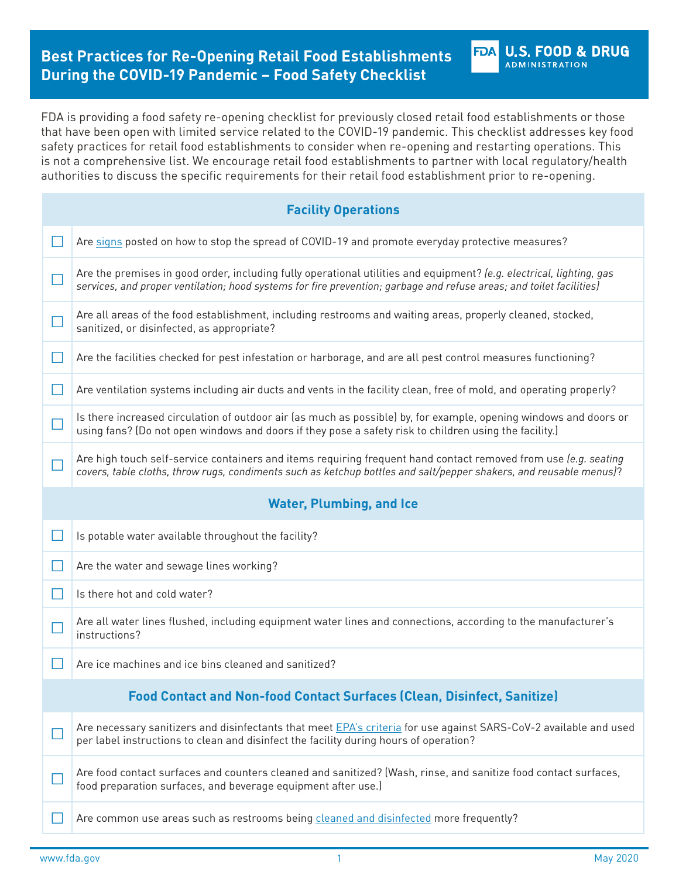# Best Practices for Re-Opening Retail Food Establishments During the COVID-19 Pandemic – Food Safety Checklist

FDA is providing a food safety re-opening checklist for previously closed retail food establishments or those that have been open with limited service related to the COVID-19 pandemic. This checklist addresses key food safety practices for retail food establishments to consider when re-opening and restarting operations. This is not a comprehensive list. We encourage retail food establishments to partner with local regulatory/health authorities to discuss the specific requirements for their retail food establishment prior to re-opening.

## Facility Operations

- [ ] Are signs posted on how to stop the spread of COVID-19 and promote everyday protective measures?
- [ ] Are the premises in good order, including fully operational utilities and equipment? *(e.g. electrical, lighting, gas services, and proper ventilation; hood systems for fire prevention; garbage and refuse areas; and toilet facilities)*
- [ ] Are all areas of the food establishment, including restrooms and waiting areas, properly cleaned, stocked, sanitized, or disinfected, as appropriate?
- [ ] Are the facilities checked for pest infestation or harborage, and are all pest control measures functioning?
- [ ] Are ventilation systems including air ducts and vents in the facility clean, free of mold, and operating properly?
- [ ] Is there increased circulation of outdoor air (as much as possible) by, for example, opening windows and doors or using fans? (Do not open windows and doors if they pose a safety risk to children using the facility.)
- [ ] Are high touch self-service containers and items requiring frequent hand contact removed from use *(e.g. seating covers, table cloths, throw rugs, condiments such as ketchup bottles and salt/pepper shakers, and reusable menus)*?

## Water, Plumbing, and Ice

- [ ] Is potable water available throughout the facility?
- [ ] Are the water and sewage lines working?
- [ ] Is there hot and cold water?
- [ ] Are all water lines flushed, including equipment water lines and connections, according to the manufacturer's instructions?
- [ ] Are ice machines and ice bins cleaned and sanitized?

## Food Contact and Non-food Contact Surfaces (Clean, Disinfect, Sanitize)

- [ ] Are necessary sanitizers and disinfectants that meet EPA's criteria for use against SARS-CoV-2 available and used per label instructions to clean and disinfect the facility during hours of operation?
- [ ] Are food contact surfaces and counters cleaned and sanitized? (Wash, rinse, and sanitize food contact surfaces, food preparation surfaces, and beverage equipment after use.)
- [ ] Are common use areas such as restrooms being cleaned and disinfected more frequently?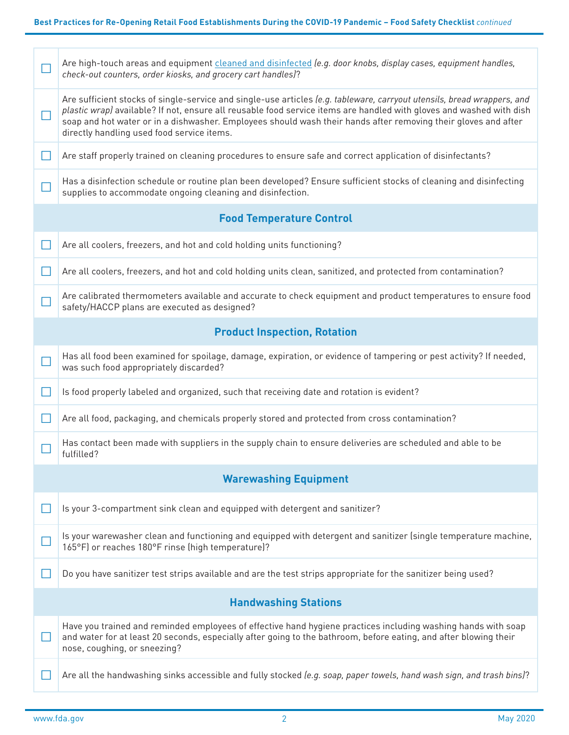- [ ] Are high-touch areas and equipment [cleaned and disinfected](cleaned and disinfected) *(e.g. door knobs, display cases, equipment handles, check-out counters, order kiosks, and grocery cart handles)*?
- [ ] Are sufficient stocks of single-service and single-use articles *(e.g. tableware, carryout utensils, bread wrappers, and plastic wrap)* available? If not, ensure all reusable food service items are handled with gloves and washed with dish soap and hot water or in a dishwasher. Employees should wash their hands after removing their gloves and after directly handling used food service items.
- [ ] Are staff properly trained on cleaning procedures to ensure safe and correct application of disinfectants?
- [ ] Has a disinfection schedule or routine plan been developed? Ensure sufficient stocks of cleaning and disinfecting supplies to accommodate ongoing cleaning and disinfection.

## Food Temperature Control

- [ ] Are all coolers, freezers, and hot and cold holding units functioning?
- [ ] Are all coolers, freezers, and hot and cold holding units clean, sanitized, and protected from contamination?
- [ ] Are calibrated thermometers available and accurate to check equipment and product temperatures to ensure food safety/HACCP plans are executed as designed?

## Product Inspection, Rotation

- [ ] Has all food been examined for spoilage, damage, expiration, or evidence of tampering or pest activity? If needed, was such food appropriately discarded?
- [ ] Is food properly labeled and organized, such that receiving date and rotation is evident?
- [ ] Are all food, packaging, and chemicals properly stored and protected from cross contamination?
- [ ] Has contact been made with suppliers in the supply chain to ensure deliveries are scheduled and able to be fulfilled?

## Warewashing Equipment

- [ ] Is your 3-compartment sink clean and equipped with detergent and sanitizer?
- [ ] Is your warewasher clean and functioning and equipped with detergent and sanitizer (single temperature machine, 165°F) or reaches 180°F rinse (high temperature)?
- [ ] Do you have sanitizer test strips available and are the test strips appropriate for the sanitizer being used?

## Handwashing Stations

- [ ] Have you trained and reminded employees of effective hand hygiene practices including washing hands with soap and water for at least 20 seconds, especially after going to the bathroom, before eating, and after blowing their nose, coughing, or sneezing?
- [ ] Are all the handwashing sinks accessible and fully stocked *(e.g. soap, paper towels, hand wash sign, and trash bins)*?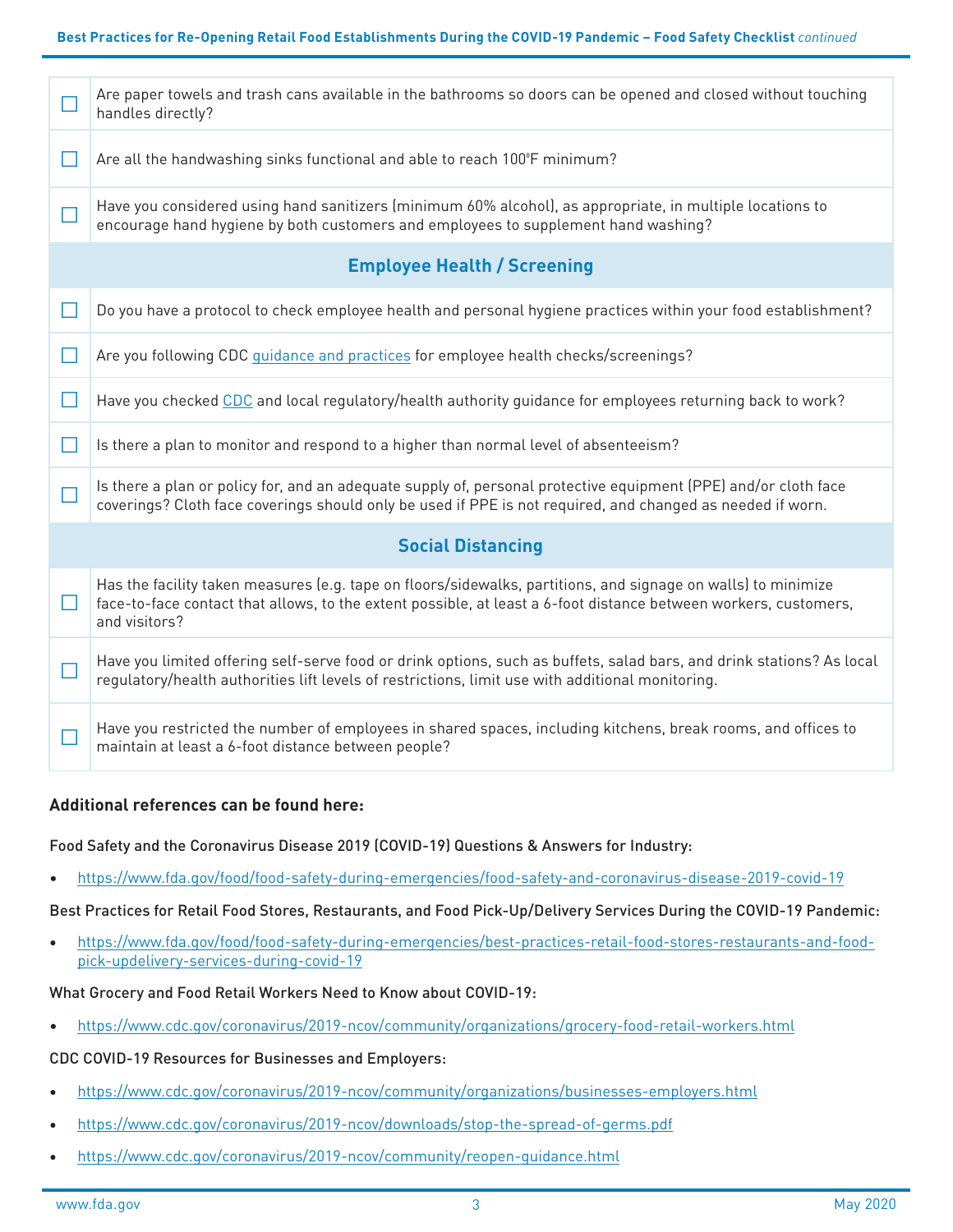| | |
|---|---|
| ☐ | Are paper towels and trash cans available in the bathrooms so doors can be opened and closed without touching handles directly? |
| ☐ | Are all the handwashing sinks functional and able to reach 100°F minimum? |
| ☐ | Have you considered using hand sanitizers (minimum 60% alcohol), as appropriate, in multiple locations to encourage hand hygiene by both customers and employees to supplement hand washing? |
| | **Employee Health / Screening** |
| ☐ | Do you have a protocol to check employee health and personal hygiene practices within your food establishment? |
| ☐ | Are you following CDC [guidance and practices](#) for employee health checks/screenings? |
| ☐ | Have you checked [CDC](#) and local regulatory/health authority guidance for employees returning back to work? |
| ☐ | Is there a plan to monitor and respond to a higher than normal level of absenteeism? |
| ☐ | Is there a plan or policy for, and an adequate supply of, personal protective equipment (PPE) and/or cloth face coverings? Cloth face coverings should only be used if PPE is not required, and changed as needed if worn. |
| | **Social Distancing** |
| ☐ | Has the facility taken measures (e.g. tape on floors/sidewalks, partitions, and signage on walls) to minimize face-to-face contact that allows, to the extent possible, at least a 6-foot distance between workers, customers, and visitors? |
| ☐ | Have you limited offering self-serve food or drink options, such as buffets, salad bars, and drink stations? As local regulatory/health authorities lift levels of restrictions, limit use with additional monitoring. |
| ☐ | Have you restricted the number of employees in shared spaces, including kitchens, break rooms, and offices to maintain at least a 6-foot distance between people? |

**Additional references can be found here:**

Food Safety and the Coronavirus Disease 2019 (COVID-19) Questions & Answers for Industry:

- https://www.fda.gov/food/food-safety-during-emergencies/food-safety-and-coronavirus-disease-2019-covid-19

Best Practices for Retail Food Stores, Restaurants, and Food Pick-Up/Delivery Services During the COVID-19 Pandemic:

- https://www.fda.gov/food/food-safety-during-emergencies/best-practices-retail-food-stores-restaurants-and-food-pick-updelivery-services-during-covid-19

What Grocery and Food Retail Workers Need to Know about COVID-19:

- https://www.cdc.gov/coronavirus/2019-ncov/community/organizations/grocery-food-retail-workers.html

CDC COVID-19 Resources for Businesses and Employers:

- https://www.cdc.gov/coronavirus/2019-ncov/community/organizations/businesses-employers.html
- https://www.cdc.gov/coronavirus/2019-ncov/downloads/stop-the-spread-of-germs.pdf
- https://www.cdc.gov/coronavirus/2019-ncov/community/reopen-guidance.html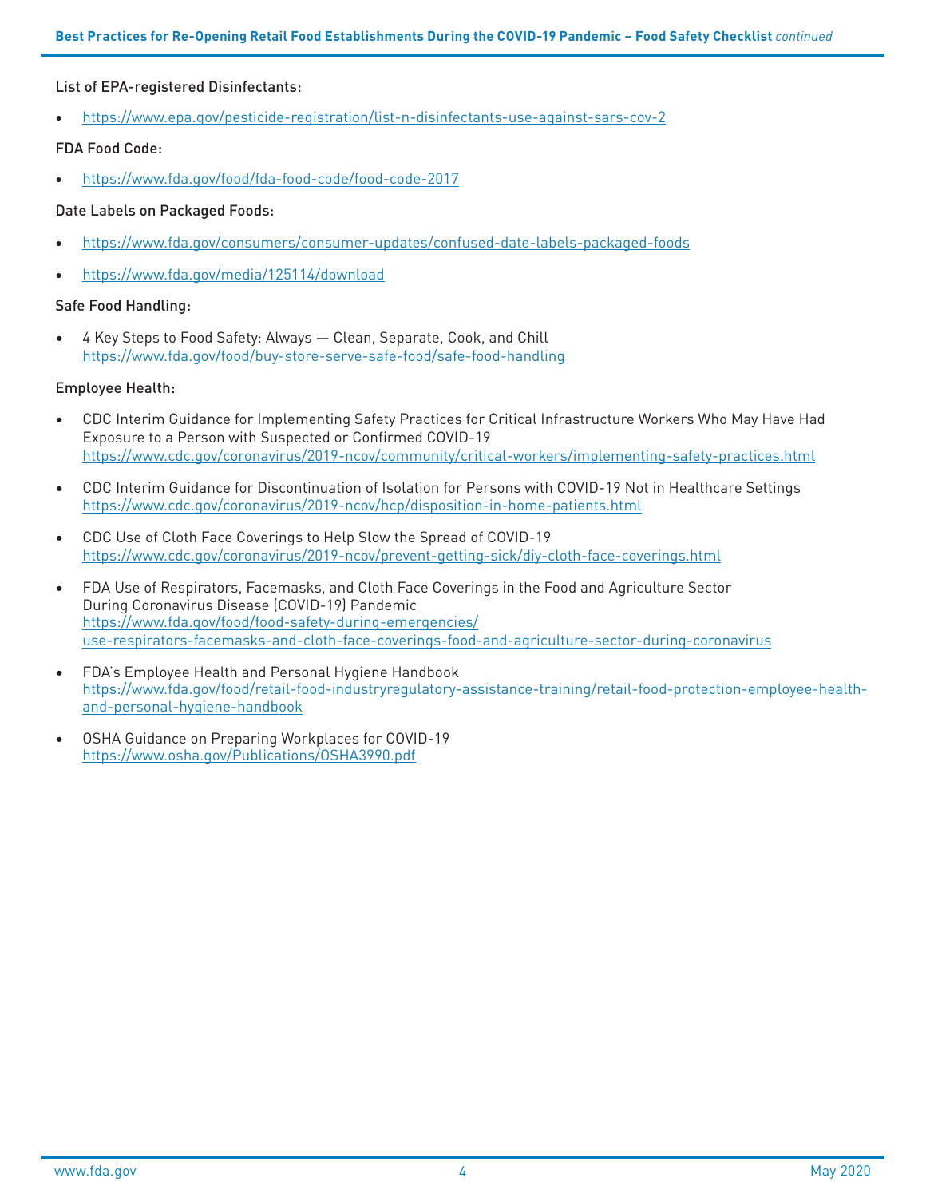List of EPA-registered Disinfectants:

- https://www.epa.gov/pesticide-registration/list-n-disinfectants-use-against-sars-cov-2

FDA Food Code:

- https://www.fda.gov/food/fda-food-code/food-code-2017

Date Labels on Packaged Foods:

- https://www.fda.gov/consumers/consumer-updates/confused-date-labels-packaged-foods
- https://www.fda.gov/media/125114/download

Safe Food Handling:

- 4 Key Steps to Food Safety: Always — Clean, Separate, Cook, and Chill
  https://www.fda.gov/food/buy-store-serve-safe-food/safe-food-handling

Employee Health:

- CDC Interim Guidance for Implementing Safety Practices for Critical Infrastructure Workers Who May Have Had Exposure to a Person with Suspected or Confirmed COVID-19
  https://www.cdc.gov/coronavirus/2019-ncov/community/critical-workers/implementing-safety-practices.html
- CDC Interim Guidance for Discontinuation of Isolation for Persons with COVID-19 Not in Healthcare Settings
  https://www.cdc.gov/coronavirus/2019-ncov/hcp/disposition-in-home-patients.html
- CDC Use of Cloth Face Coverings to Help Slow the Spread of COVID-19
  https://www.cdc.gov/coronavirus/2019-ncov/prevent-getting-sick/diy-cloth-face-coverings.html
- FDA Use of Respirators, Facemasks, and Cloth Face Coverings in the Food and Agriculture Sector During Coronavirus Disease (COVID-19) Pandemic
  https://www.fda.gov/food/food-safety-during-emergencies/use-respirators-facemasks-and-cloth-face-coverings-food-and-agriculture-sector-during-coronavirus
- FDA's Employee Health and Personal Hygiene Handbook
  https://www.fda.gov/food/retail-food-industryregulatory-assistance-training/retail-food-protection-employee-health-and-personal-hygiene-handbook
- OSHA Guidance on Preparing Workplaces for COVID-19
  https://www.osha.gov/Publications/OSHA3990.pdf